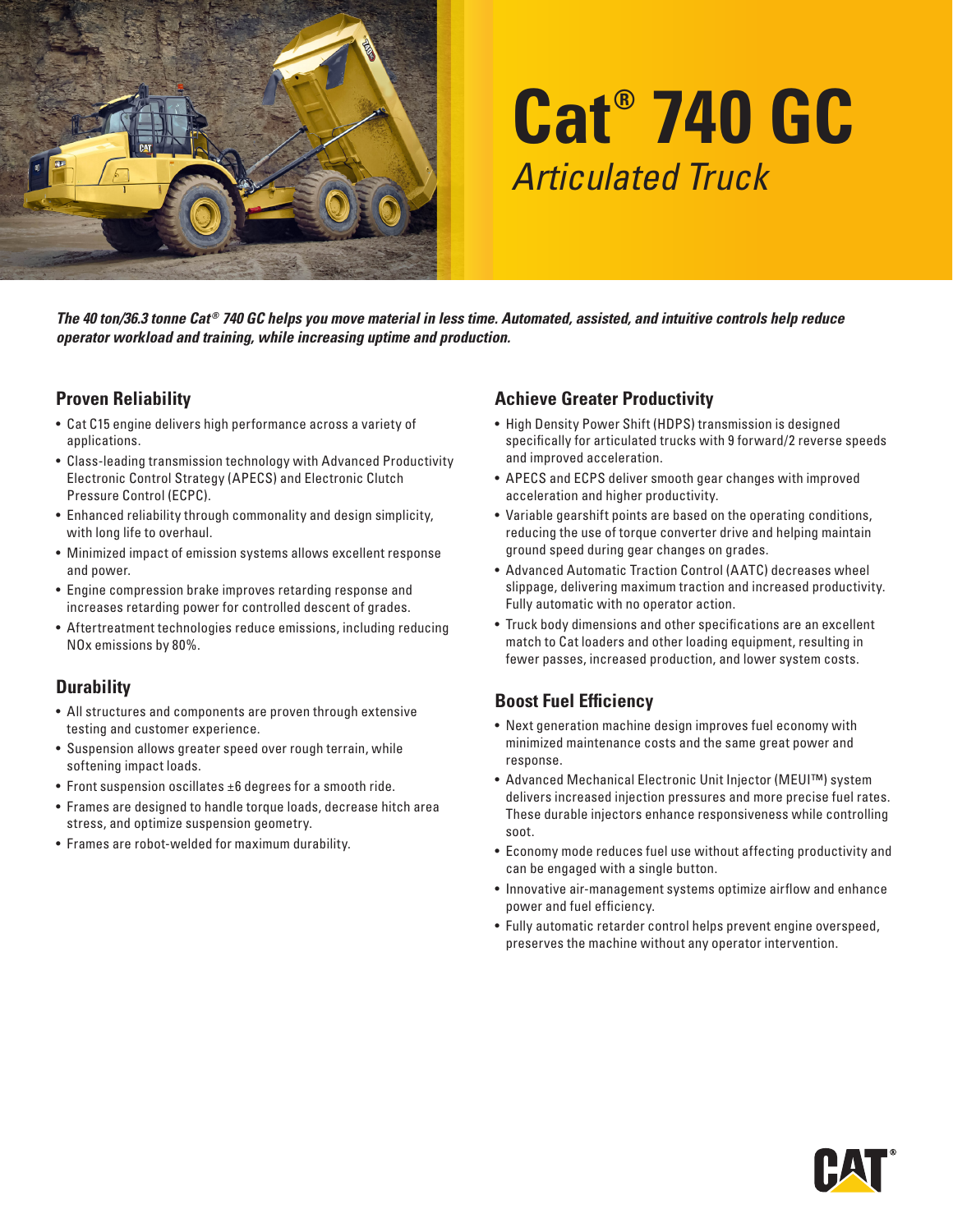# Cat® 740 GC

## *Articulated Truck*

***The 40 ton/36.3 tonne Cat® 740 GC helps you move material in less time. Automated, assisted, and intuitive controls help reduce operator workload and training, while increasing uptime and production.***

### Proven Reliability

- Cat C15 engine delivers high performance across a variety of applications.
- Class-leading transmission technology with Advanced Productivity Electronic Control Strategy (APECS) and Electronic Clutch Pressure Control (ECPC).
- Enhanced reliability through commonality and design simplicity, with long life to overhaul.
- Minimized impact of emission systems allows excellent response and power.
- Engine compression brake improves retarding response and increases retarding power for controlled descent of grades.
- Aftertreatment technologies reduce emissions, including reducing NOx emissions by 80%.

### Durability

- All structures and components are proven through extensive testing and customer experience.
- Suspension allows greater speed over rough terrain, while softening impact loads.
- Front suspension oscillates ±6 degrees for a smooth ride.
- Frames are designed to handle torque loads, decrease hitch area stress, and optimize suspension geometry.
- Frames are robot-welded for maximum durability.

### Achieve Greater Productivity

- High Density Power Shift (HDPS) transmission is designed specifically for articulated trucks with 9 forward/2 reverse speeds and improved acceleration.
- APECS and ECPS deliver smooth gear changes with improved acceleration and higher productivity.
- Variable gearshift points are based on the operating conditions, reducing the use of torque converter drive and helping maintain ground speed during gear changes on grades.
- Advanced Automatic Traction Control (AATC) decreases wheel slippage, delivering maximum traction and increased productivity. Fully automatic with no operator action.
- Truck body dimensions and other specifications are an excellent match to Cat loaders and other loading equipment, resulting in fewer passes, increased production, and lower system costs.

### Boost Fuel Efficiency

- Next generation machine design improves fuel economy with minimized maintenance costs and the same great power and response.
- Advanced Mechanical Electronic Unit Injector (MEUI™) system delivers increased injection pressures and more precise fuel rates. These durable injectors enhance responsiveness while controlling soot.
- Economy mode reduces fuel use without affecting productivity and can be engaged with a single button.
- Innovative air-management systems optimize airflow and enhance power and fuel efficiency.
- Fully automatic retarder control helps prevent engine overspeed, preserves the machine without any operator intervention.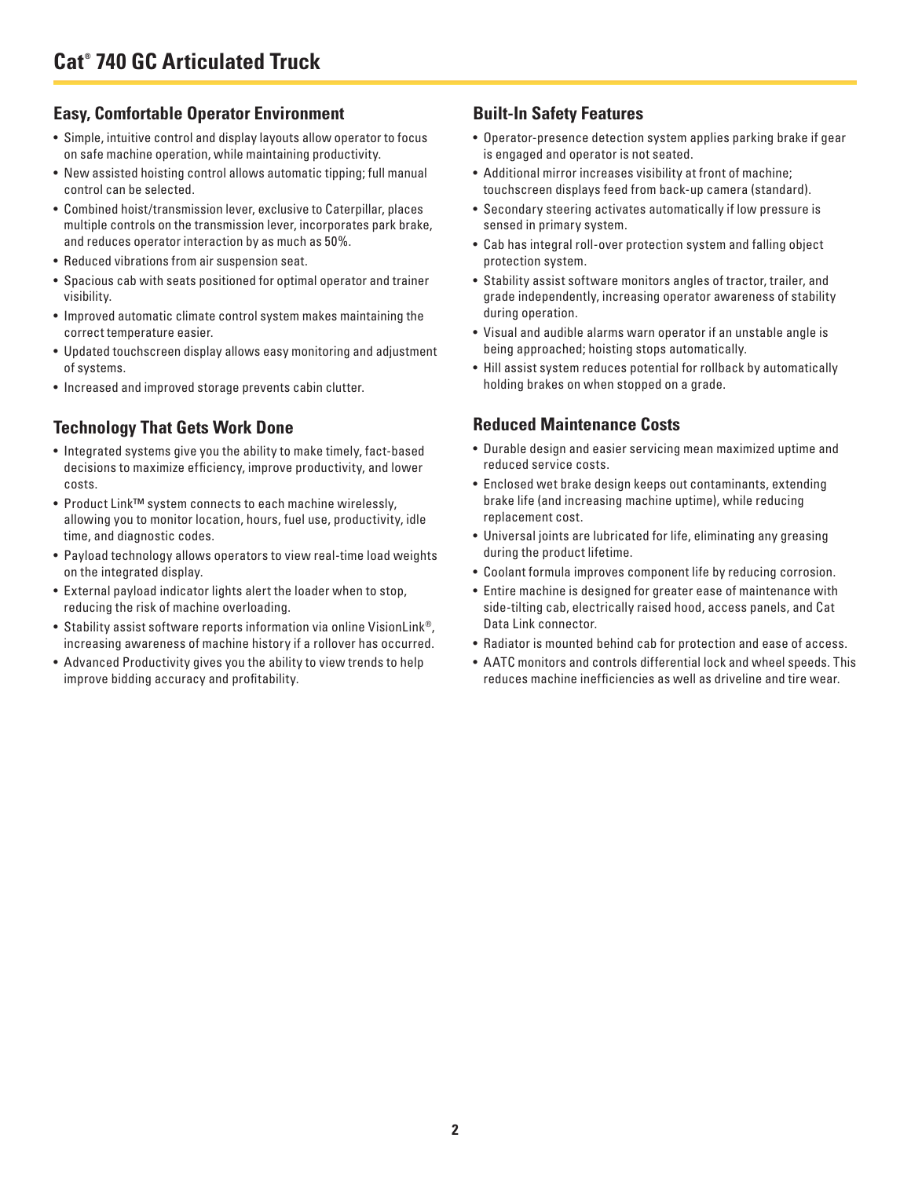# Cat® 740 GC Articulated Truck

## Easy, Comfortable Operator Environment

- Simple, intuitive control and display layouts allow operator to focus on safe machine operation, while maintaining productivity.
- New assisted hoisting control allows automatic tipping; full manual control can be selected.
- Combined hoist/transmission lever, exclusive to Caterpillar, places multiple controls on the transmission lever, incorporates park brake, and reduces operator interaction by as much as 50%.
- Reduced vibrations from air suspension seat.
- Spacious cab with seats positioned for optimal operator and trainer visibility.
- Improved automatic climate control system makes maintaining the correct temperature easier.
- Updated touchscreen display allows easy monitoring and adjustment of systems.
- Increased and improved storage prevents cabin clutter.

## Technology That Gets Work Done

- Integrated systems give you the ability to make timely, fact-based decisions to maximize efficiency, improve productivity, and lower costs.
- Product Link™ system connects to each machine wirelessly, allowing you to monitor location, hours, fuel use, productivity, idle time, and diagnostic codes.
- Payload technology allows operators to view real-time load weights on the integrated display.
- External payload indicator lights alert the loader when to stop, reducing the risk of machine overloading.
- Stability assist software reports information via online VisionLink®, increasing awareness of machine history if a rollover has occurred.
- Advanced Productivity gives you the ability to view trends to help improve bidding accuracy and profitability.

## Built-In Safety Features

- Operator-presence detection system applies parking brake if gear is engaged and operator is not seated.
- Additional mirror increases visibility at front of machine; touchscreen displays feed from back-up camera (standard).
- Secondary steering activates automatically if low pressure is sensed in primary system.
- Cab has integral roll-over protection system and falling object protection system.
- Stability assist software monitors angles of tractor, trailer, and grade independently, increasing operator awareness of stability during operation.
- Visual and audible alarms warn operator if an unstable angle is being approached; hoisting stops automatically.
- Hill assist system reduces potential for rollback by automatically holding brakes on when stopped on a grade.

## Reduced Maintenance Costs

- Durable design and easier servicing mean maximized uptime and reduced service costs.
- Enclosed wet brake design keeps out contaminants, extending brake life (and increasing machine uptime), while reducing replacement cost.
- Universal joints are lubricated for life, eliminating any greasing during the product lifetime.
- Coolant formula improves component life by reducing corrosion.
- Entire machine is designed for greater ease of maintenance with side-tilting cab, electrically raised hood, access panels, and Cat Data Link connector.
- Radiator is mounted behind cab for protection and ease of access.
- AATC monitors and controls differential lock and wheel speeds. This reduces machine inefficiencies as well as driveline and tire wear.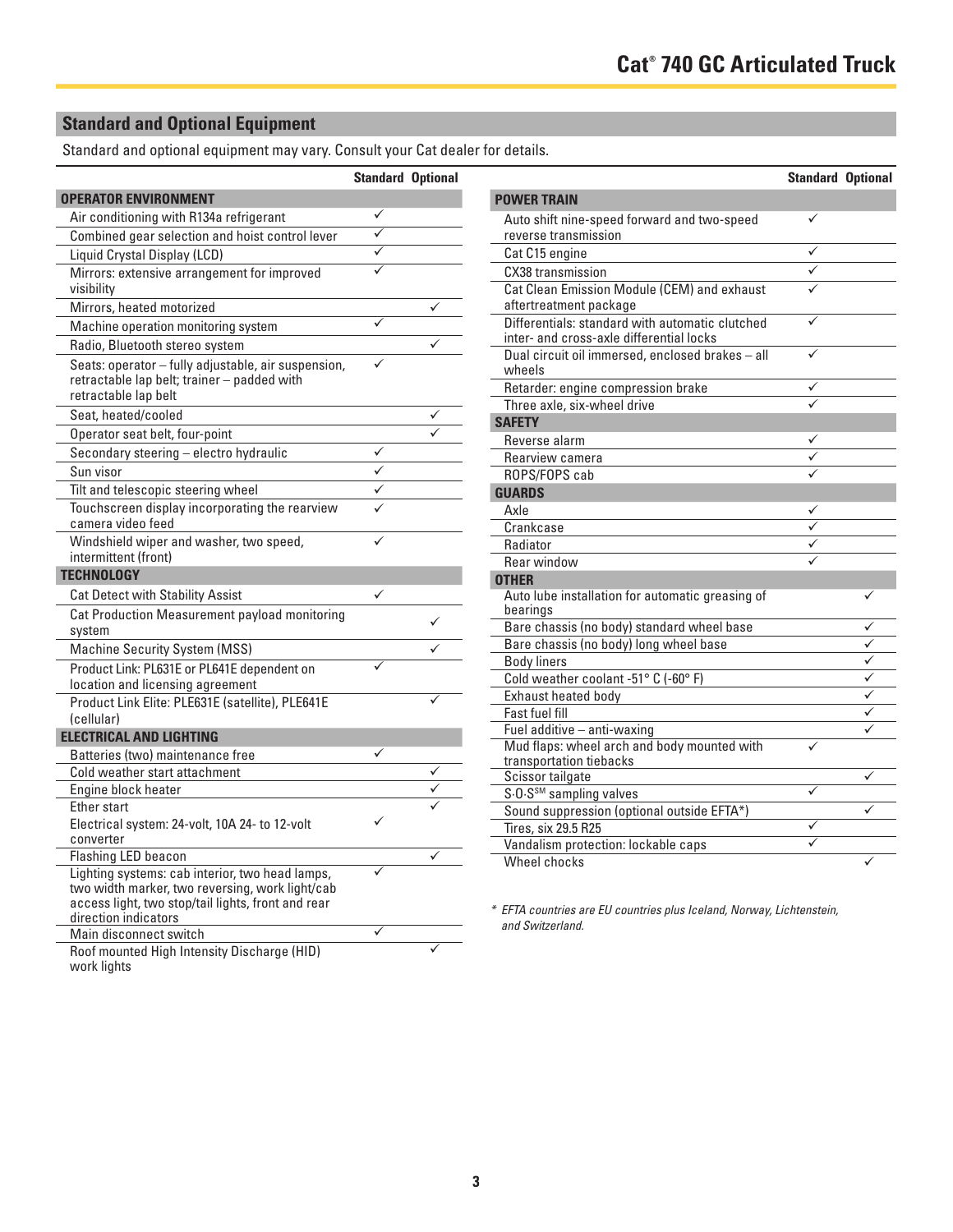## Standard and Optional Equipment

Standard and optional equipment may vary. Consult your Cat dealer for details.

| | Standard | Optional |
|---|---|---|
| **OPERATOR ENVIRONMENT** | | |
| Air conditioning with R134a refrigerant | ✓ | |
| Combined gear selection and hoist control lever | ✓ | |
| Liquid Crystal Display (LCD) | ✓ | |
| Mirrors: extensive arrangement for improved visibility | ✓ | |
| Mirrors, heated motorized | | ✓ |
| Machine operation monitoring system | ✓ | |
| Radio, Bluetooth stereo system | | ✓ |
| Seats: operator – fully adjustable, air suspension, retractable lap belt; trainer – padded with retractable lap belt | ✓ | |
| Seat, heated/cooled | | ✓ |
| Operator seat belt, four-point | | ✓ |
| Secondary steering – electro hydraulic | ✓ | |
| Sun visor | ✓ | |
| Tilt and telescopic steering wheel | ✓ | |
| Touchscreen display incorporating the rearview camera video feed | ✓ | |
| Windshield wiper and washer, two speed, intermittent (front) | ✓ | |
| **TECHNOLOGY** | | |
| Cat Detect with Stability Assist | ✓ | |
| Cat Production Measurement payload monitoring system | | ✓ |
| Machine Security System (MSS) | | ✓ |
| Product Link: PL631E or PL641E dependent on location and licensing agreement | ✓ | |
| Product Link Elite: PLE631E (satellite), PLE641E (cellular) | | ✓ |
| **ELECTRICAL AND LIGHTING** | | |
| Batteries (two) maintenance free | ✓ | |
| Cold weather start attachment | | ✓ |
| Engine block heater | | ✓ |
| Ether start | | ✓ |
| Electrical system: 24-volt, 10A 24- to 12-volt converter | ✓ | |
| Flashing LED beacon | | ✓ |
| Lighting systems: cab interior, two head lamps, two width marker, two reversing, work light/cab access light, two stop/tail lights, front and rear direction indicators | ✓ | |
| Main disconnect switch | ✓ | |
| Roof mounted High Intensity Discharge (HID) work lights | | ✓ |

| | Standard | Optional |
|---|---|---|
| **POWER TRAIN** | | |
| Auto shift nine-speed forward and two-speed reverse transmission | ✓ | |
| Cat C15 engine | ✓ | |
| CX38 transmission | ✓ | |
| Cat Clean Emission Module (CEM) and exhaust aftertreatment package | ✓ | |
| Differentials: standard with automatic clutched inter- and cross-axle differential locks | ✓ | |
| Dual circuit oil immersed, enclosed brakes – all wheels | ✓ | |
| Retarder: engine compression brake | ✓ | |
| Three axle, six-wheel drive | ✓ | |
| **SAFETY** | | |
| Reverse alarm | ✓ | |
| Rearview camera | ✓ | |
| ROPS/FOPS cab | ✓ | |
| **GUARDS** | | |
| Axle | ✓ | |
| Crankcase | ✓ | |
| Radiator | ✓ | |
| Rear window | ✓ | |
| **OTHER** | | |
| Auto lube installation for automatic greasing of bearings | | ✓ |
| Bare chassis (no body) standard wheel base | | ✓ |
| Bare chassis (no body) long wheel base | | ✓ |
| Body liners | | ✓ |
| Cold weather coolant -51° C (-60° F) | | ✓ |
| Exhaust heated body | | ✓ |
| Fast fuel fill | | ✓ |
| Fuel additive – anti-waxing | | ✓ |
| Mud flaps: wheel arch and body mounted with transportation tiebacks | ✓ | |
| Scissor tailgate | | ✓ |
| S·O·S[SM] sampling valves | ✓ | |
| Sound suppression (optional outside EFTA*) | | ✓ |
| Tires, six 29.5 R25 | ✓ | |
| Vandalism protection: lockable caps | ✓ | |
| Wheel chocks | | ✓ |

*\* EFTA countries are EU countries plus Iceland, Norway, Lichtenstein, and Switzerland.*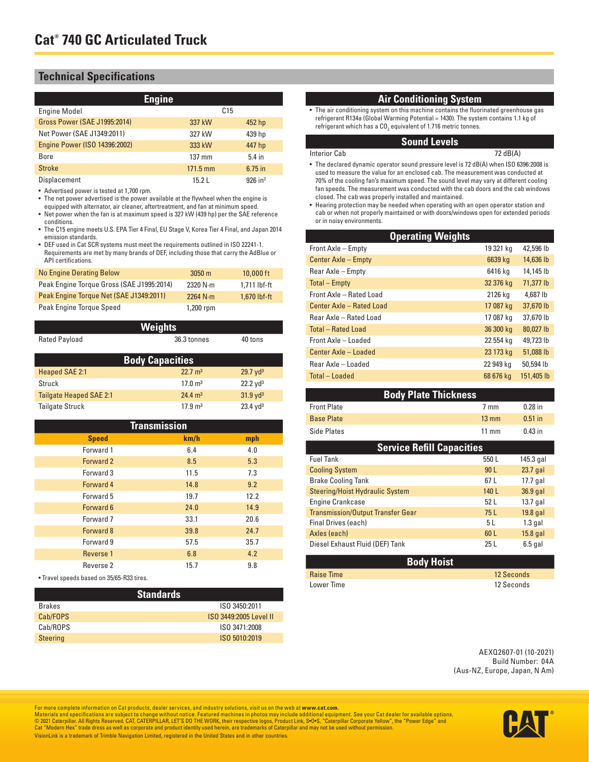# Cat® 740 GC Articulated Truck

## Technical Specifications

### Engine

| | | |
|---|---|---|
| Engine Model | C15 | |
| Gross Power (SAE J1995:2014) | 337 kW | 452 hp |
| Net Power (SAE J1349:2011) | 327 kW | 439 hp |
| Engine Power (ISO 14396:2002) | 333 kW | 447 hp |
| Bore | 137 mm | 5.4 in |
| Stroke | 171.5 mm | 6.75 in |
| Displacement | 15.2 L | 926 in³ |

- Advertised power is tested at 1,700 rpm.
- The net power advertised is the power available at the flywheel when the engine is equipped with alternator, air cleaner, aftertreatment, and fan at minimum speed.
- Net power when the fan is at maximum speed is 327 kW (439 hp) per the SAE reference conditions.
- The C15 engine meets U.S. EPA Tier 4 Final, EU Stage V, Korea Tier 4 Final, and Japan 2014 emission standards.
- DEF used in Cat SCR systems must meet the requirements outlined in ISO 22241-1. Requirements are met by many brands of DEF, including those that carry the AdBlue or API certifications.

| | | |
|---|---|---|
| No Engine Derating Below | 3050 m | 10,000 ft |
| Peak Engine Torque Gross (SAE J1995:2014) | 2320 N·m | 1,711 lbf-ft |
| Peak Engine Torque Net (SAE J1349:2011) | 2264 N·m | 1,670 lbf-ft |
| Peak Engine Torque Speed | 1,200 rpm | |

### Weights

| | | |
|---|---|---|
| Rated Payload | 36.3 tonnes | 40 tons |

### Body Capacities

| | | |
|---|---|---|
| Heaped SAE 2:1 | 22.7 m³ | 29.7 yd³ |
| Struck | 17.0 m³ | 22.2 yd³ |
| Tailgate Heaped SAE 2:1 | 24.4 m³ | 31.9 yd³ |
| Tailgate Struck | 17.9 m³ | 23.4 yd³ |

### Transmission

| Speed | km/h | mph |
|---|---|---|
| Forward 1 | 6.4 | 4.0 |
| Forward 2 | 8.5 | 5.3 |
| Forward 3 | 11.5 | 7.3 |
| Forward 4 | 14.8 | 9.2 |
| Forward 5 | 19.7 | 12.2 |
| Forward 6 | 24.0 | 14.9 |
| Forward 7 | 33.1 | 20.6 |
| Forward 8 | 39.8 | 24.7 |
| Forward 9 | 57.5 | 35.7 |
| Reverse 1 | 6.8 | 4.2 |
| Reverse 2 | 15.7 | 9.8 |

- Travel speeds based on 35/65-R33 tires.

### Standards

| | |
|---|---|
| Brakes | ISO 3450:2011 |
| Cab/FOPS | ISO 3449:2005 Level II |
| Cab/ROPS | ISO 3471:2008 |
| Steering | ISO 5010:2019 |

### Air Conditioning System

- The air conditioning system on this machine contains the fluorinated greenhouse gas refrigerant R134a (Global Warming Potential = 1430). The system contains 1.1 kg of refrigerant which has a $CO_2$ equivalent of 1.716 metric tonnes.

### Sound Levels

| | |
|---|---|
| Interior Cab | 72 dB(A) |

- The declared dynamic operator sound pressure level is 72 dB(A) when ISO 6396:2008 is used to measure the value for an enclosed cab. The measurement was conducted at 70% of the cooling fan's maximum speed. The sound level may vary at different cooling fan speeds. The measurement was conducted with the cab doors and the cab windows closed. The cab was properly installed and maintained.
- Hearing protection may be needed when operating with an open operator station and cab or when not properly maintained or with doors/windows open for extended periods or in noisy environments.

### Operating Weights

| | | |
|---|---|---|
| Front Axle – Empty | 19 321 kg | 42,596 lb |
| Center Axle – Empty | 6639 kg | 14,636 lb |
| Rear Axle – Empty | 6416 kg | 14,145 lb |
| Total – Empty | 32 376 kg | 71,377 lb |
| Front Axle – Rated Load | 2126 kg | 4,687 lb |
| Center Axle – Rated Load | 17 087 kg | 37,670 lb |
| Rear Axle – Rated Load | 17 087 kg | 37,670 lb |
| Total – Rated Load | 36 300 kg | 80,027 lb |
| Front Axle – Loaded | 22 554 kg | 49,723 lb |
| Center Axle – Loaded | 23 173 kg | 51,088 lb |
| Rear Axle – Loaded | 22 949 kg | 50,594 lb |
| Total – Loaded | 68 676 kg | 151,405 lb |

### Body Plate Thickness

| | | |
|---|---|---|
| Front Plate | 7 mm | 0.28 in |
| Base Plate | 13 mm | 0.51 in |
| Side Plates | 11 mm | 0.43 in |

### Service Refill Capacities

| | | |
|---|---|---|
| Fuel Tank | 550 L | 145.3 gal |
| Cooling System | 90 L | 23.7 gal |
| Brake Cooling Tank | 67 L | 17.7 gal |
| Steering/Hoist Hydraulic System | 140 L | 36.9 gal |
| Engine Crankcase | 52 L | 13.7 gal |
| Transmission/Output Transfer Gear | 75 L | 19.8 gal |
| Final Drives (each) | 5 L | 1.3 gal |
| Axles (each) | 60 L | 15.8 gal |
| Diesel Exhaust Fluid (DEF) Tank | 25 L | 6.5 gal |

### Body Hoist

| | |
|---|---|
| Raise Time | 12 Seconds |
| Lower Time | 12 Seconds |

AEXQ2607-01 (10-2021)
Build Number: 04A
(Aus-NZ, Europe, Japan, N Am)

For more complete information on Cat products, dealer services, and industry solutions, visit us on the web at **www.cat.com**.
Materials and specifications are subject to change without notice. Featured machines in photos may include additional equipment. See your Cat dealer for available options.
© 2021 Caterpillar. All Rights Reserved. CAT, CATERPILLAR, LET'S DO THE WORK, their respective logos, Product Link, S•O•S, "Caterpillar Corporate Yellow", the "Power Edge" and Cat "Modern Hex" trade dress as well as corporate and product identity used herein, are trademarks of Caterpillar and may not be used without permission.
VisionLink is a trademark of Trimble Navigation Limited, registered in the United States and in other countries.